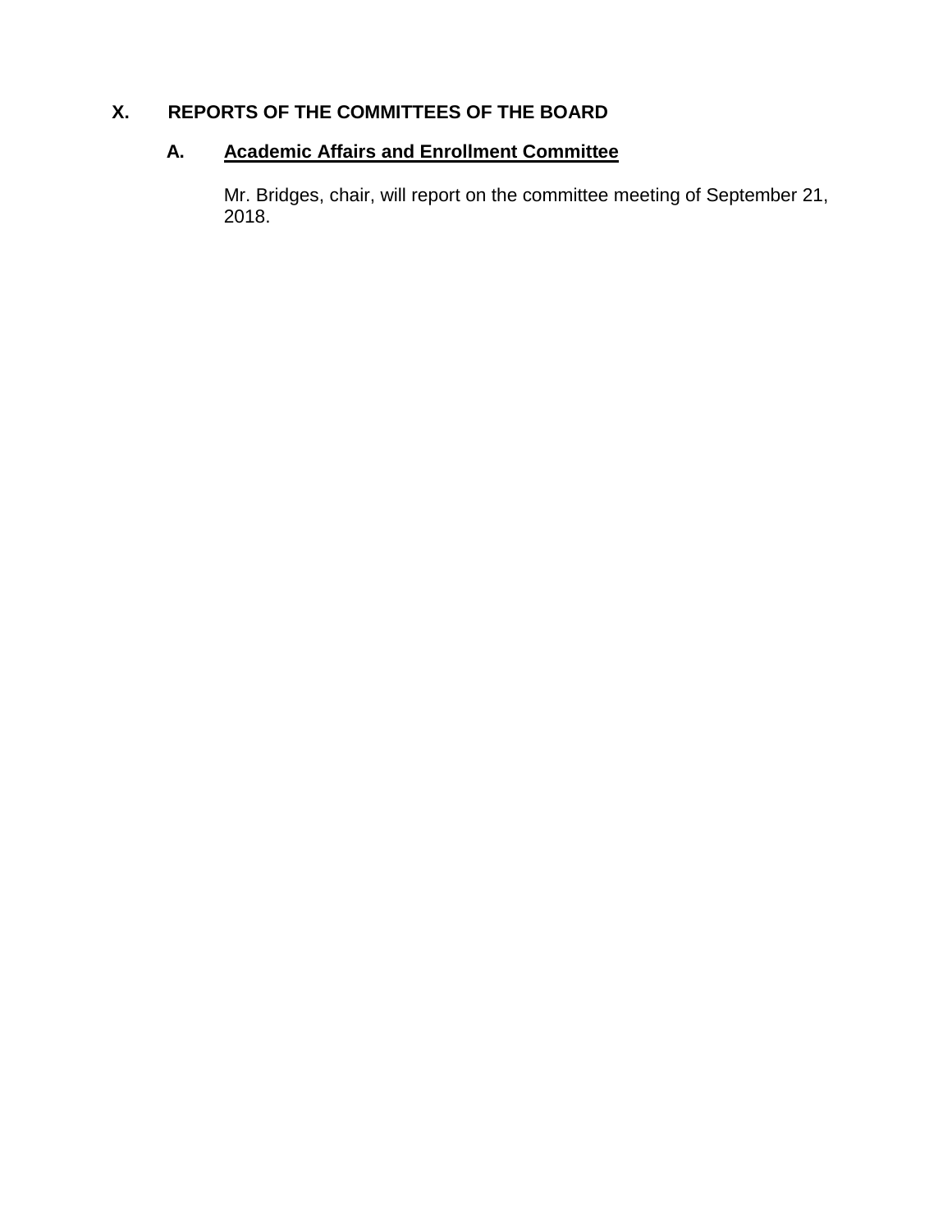# X. REPORTS OF THE COMMITTEES OF THE BOARD

## A. Academic Affairs and Enrollment Committee

Mr. Bridges, chair, will report on the committee meeting of September 21, 2018.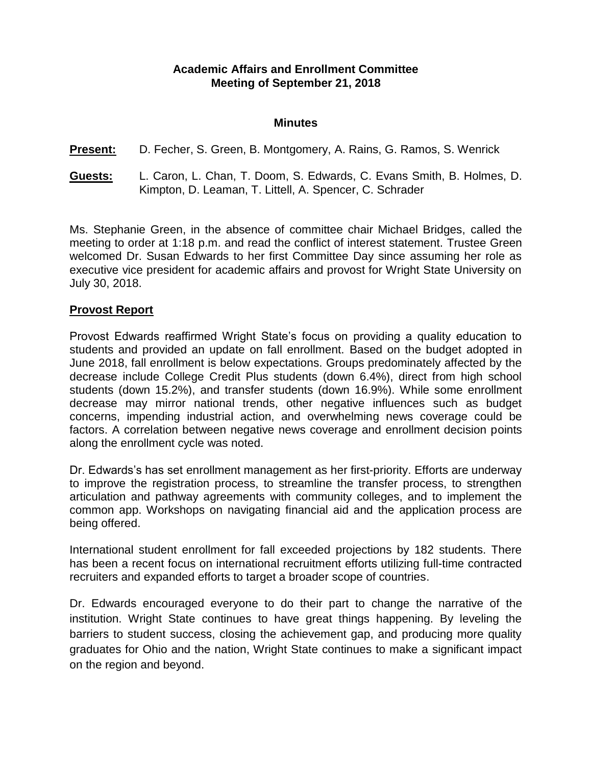**Academic Affairs and Enrollment Committee**
**Meeting of September 21, 2018**

**Minutes**

**Present:** D. Fecher, S. Green, B. Montgomery, A. Rains, G. Ramos, S. Wenrick

**Guests:** L. Caron, L. Chan, T. Doom, S. Edwards, C. Evans Smith, B. Holmes, D. Kimpton, D. Leaman, T. Littell, A. Spencer, C. Schrader

Ms. Stephanie Green, in the absence of committee chair Michael Bridges, called the meeting to order at 1:18 p.m. and read the conflict of interest statement. Trustee Green welcomed Dr. Susan Edwards to her first Committee Day since assuming her role as executive vice president for academic affairs and provost for Wright State University on July 30, 2018.

## Provost Report

Provost Edwards reaffirmed Wright State's focus on providing a quality education to students and provided an update on fall enrollment. Based on the budget adopted in June 2018, fall enrollment is below expectations. Groups predominately affected by the decrease include College Credit Plus students (down 6.4%), direct from high school students (down 15.2%), and transfer students (down 16.9%). While some enrollment decrease may mirror national trends, other negative influences such as budget concerns, impending industrial action, and overwhelming news coverage could be factors. A correlation between negative news coverage and enrollment decision points along the enrollment cycle was noted.

Dr. Edwards's has set enrollment management as her first-priority. Efforts are underway to improve the registration process, to streamline the transfer process, to strengthen articulation and pathway agreements with community colleges, and to implement the common app. Workshops on navigating financial aid and the application process are being offered.

International student enrollment for fall exceeded projections by 182 students. There has been a recent focus on international recruitment efforts utilizing full-time contracted recruiters and expanded efforts to target a broader scope of countries.

Dr. Edwards encouraged everyone to do their part to change the narrative of the institution. Wright State continues to have great things happening. By leveling the barriers to student success, closing the achievement gap, and producing more quality graduates for Ohio and the nation, Wright State continues to make a significant impact on the region and beyond.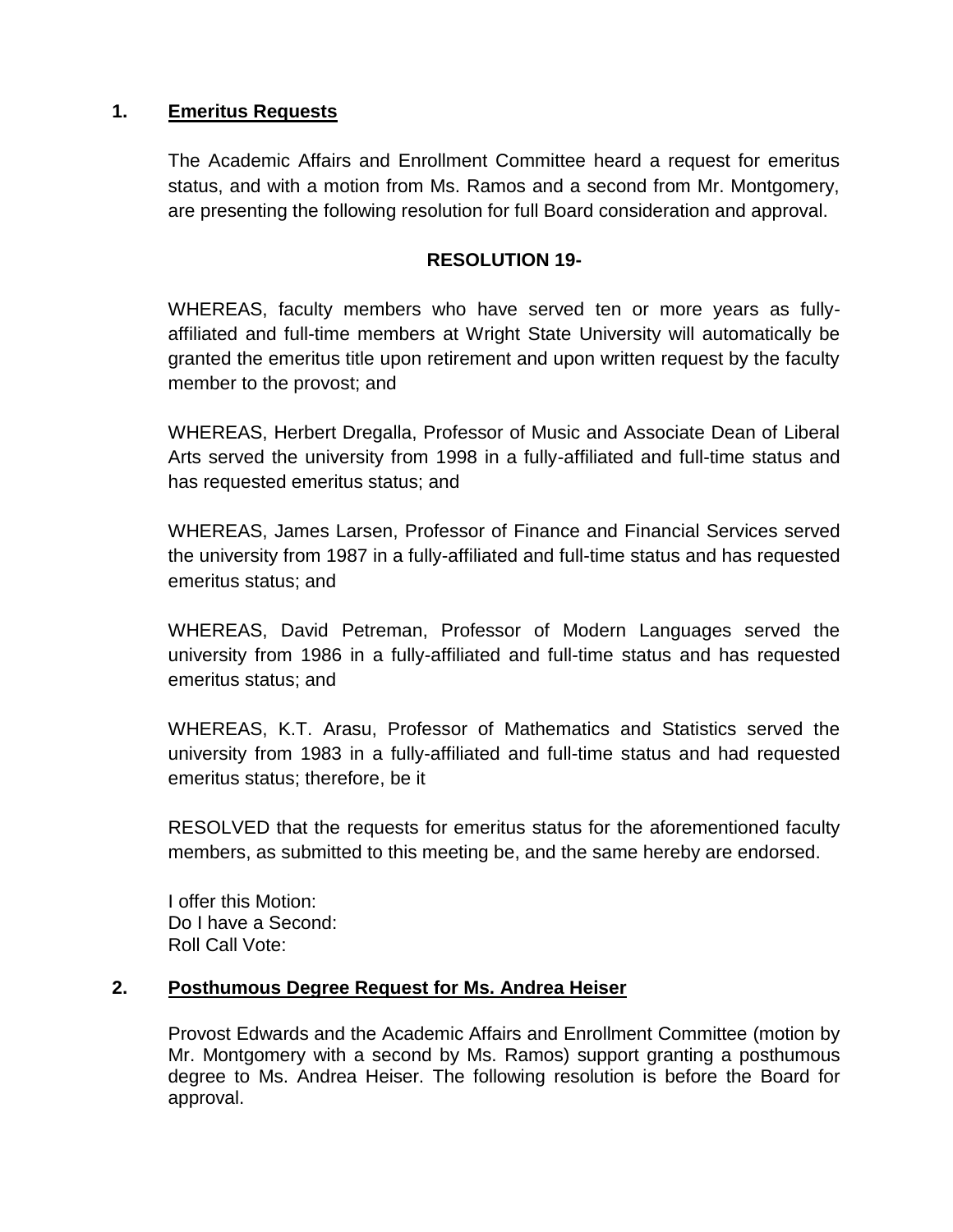## 1. Emeritus Requests

The Academic Affairs and Enrollment Committee heard a request for emeritus status, and with a motion from Ms. Ramos and a second from Mr. Montgomery, are presenting the following resolution for full Board consideration and approval.

**RESOLUTION 19-**

WHEREAS, faculty members who have served ten or more years as fully-affiliated and full-time members at Wright State University will automatically be granted the emeritus title upon retirement and upon written request by the faculty member to the provost; and

WHEREAS, Herbert Dregalla, Professor of Music and Associate Dean of Liberal Arts served the university from 1998 in a fully-affiliated and full-time status and has requested emeritus status; and

WHEREAS, James Larsen, Professor of Finance and Financial Services served the university from 1987 in a fully-affiliated and full-time status and has requested emeritus status; and

WHEREAS, David Petreman, Professor of Modern Languages served the university from 1986 in a fully-affiliated and full-time status and has requested emeritus status; and

WHEREAS, K.T. Arasu, Professor of Mathematics and Statistics served the university from 1983 in a fully-affiliated and full-time status and had requested emeritus status; therefore, be it

RESOLVED that the requests for emeritus status for the aforementioned faculty members, as submitted to this meeting be, and the same hereby are endorsed.

I offer this Motion:
Do I have a Second:
Roll Call Vote:

## 2. Posthumous Degree Request for Ms. Andrea Heiser

Provost Edwards and the Academic Affairs and Enrollment Committee (motion by Mr. Montgomery with a second by Ms. Ramos) support granting a posthumous degree to Ms. Andrea Heiser. The following resolution is before the Board for approval.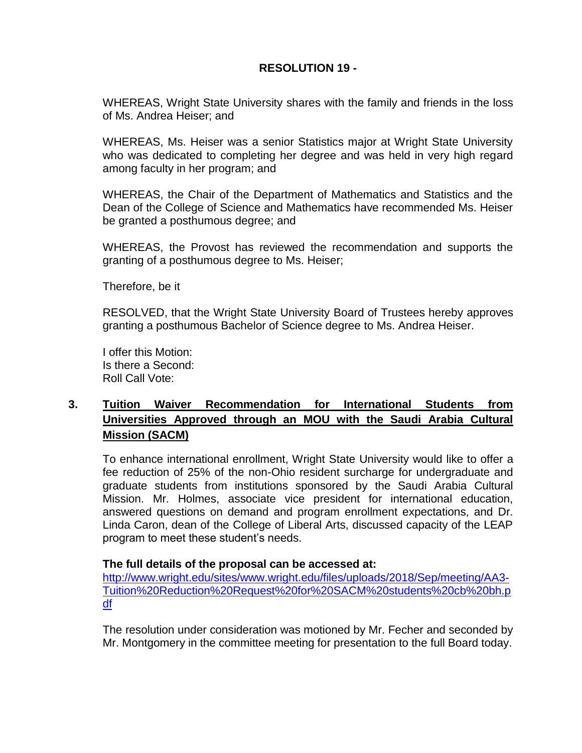**RESOLUTION 19 -**

WHEREAS, Wright State University shares with the family and friends in the loss of Ms. Andrea Heiser; and

WHEREAS, Ms. Heiser was a senior Statistics major at Wright State University who was dedicated to completing her degree and was held in very high regard among faculty in her program; and

WHEREAS, the Chair of the Department of Mathematics and Statistics and the Dean of the College of Science and Mathematics have recommended Ms. Heiser be granted a posthumous degree; and

WHEREAS, the Provost has reviewed the recommendation and supports the granting of a posthumous degree to Ms. Heiser;

Therefore, be it

RESOLVED, that the Wright State University Board of Trustees hereby approves granting a posthumous Bachelor of Science degree to Ms. Andrea Heiser.

I offer this Motion:
Is there a Second:
Roll Call Vote:

**3. <u>Tuition Waiver Recommendation for International Students from Universities Approved through an MOU with the Saudi Arabia Cultural Mission (SACM)</u>**

To enhance international enrollment, Wright State University would like to offer a fee reduction of 25% of the non-Ohio resident surcharge for undergraduate and graduate students from institutions sponsored by the Saudi Arabia Cultural Mission. Mr. Holmes, associate vice president for international education, answered questions on demand and program enrollment expectations, and Dr. Linda Caron, dean of the College of Liberal Arts, discussed capacity of the LEAP program to meet these student's needs.

**The full details of the proposal can be accessed at:**
[http://www.wright.edu/sites/www.wright.edu/files/uploads/2018/Sep/meeting/AA3-Tuition%20Reduction%20Request%20for%20SACM%20students%20cb%20bh.pdf](http://www.wright.edu/sites/www.wright.edu/files/uploads/2018/Sep/meeting/AA3-Tuition%20Reduction%20Request%20for%20SACM%20students%20cb%20bh.pdf)

The resolution under consideration was motioned by Mr. Fecher and seconded by Mr. Montgomery in the committee meeting for presentation to the full Board today.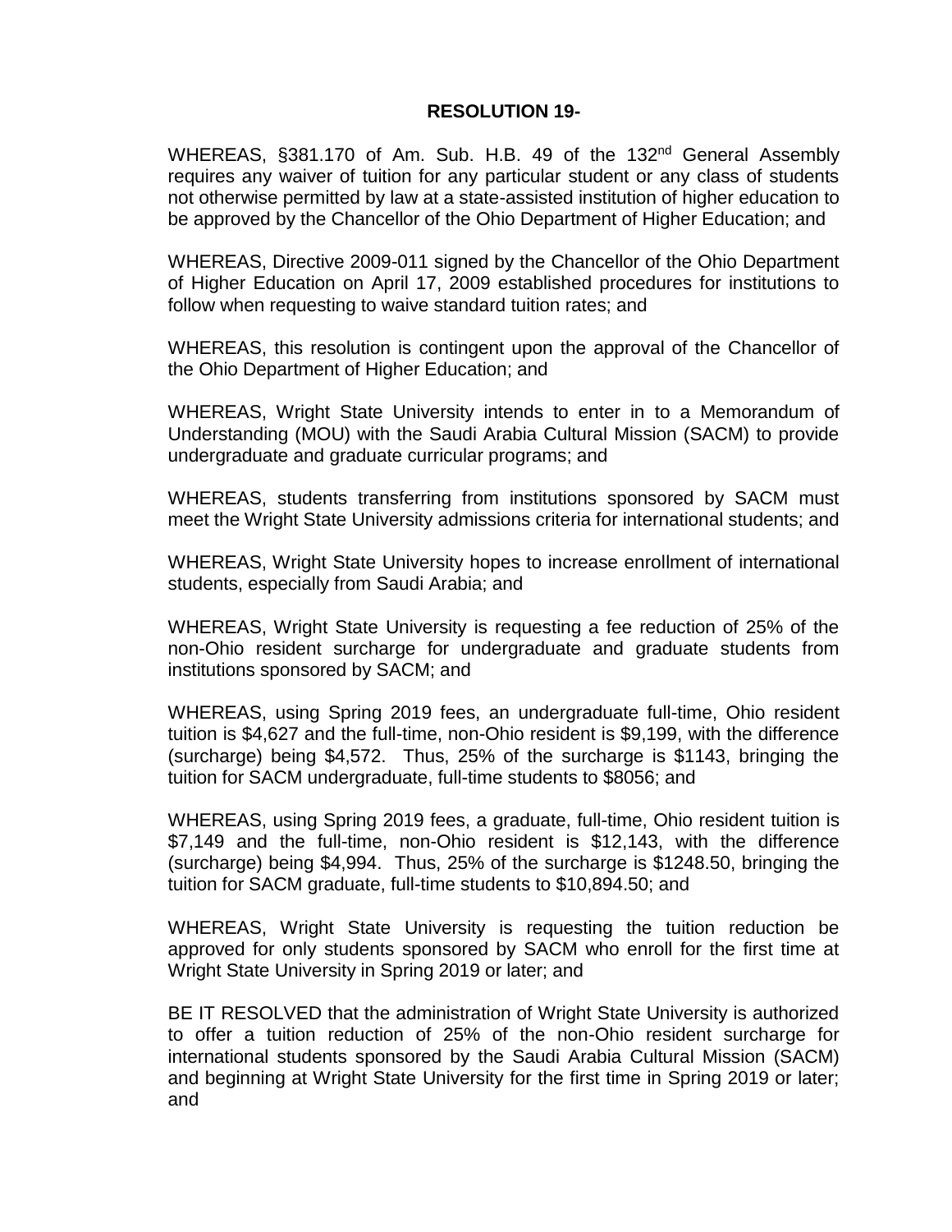**RESOLUTION 19-**

WHEREAS, §381.170 of Am. Sub. H.B. 49 of the 132nd General Assembly requires any waiver of tuition for any particular student or any class of students not otherwise permitted by law at a state-assisted institution of higher education to be approved by the Chancellor of the Ohio Department of Higher Education; and

WHEREAS, Directive 2009-011 signed by the Chancellor of the Ohio Department of Higher Education on April 17, 2009 established procedures for institutions to follow when requesting to waive standard tuition rates; and

WHEREAS, this resolution is contingent upon the approval of the Chancellor of the Ohio Department of Higher Education; and

WHEREAS, Wright State University intends to enter in to a Memorandum of Understanding (MOU) with the Saudi Arabia Cultural Mission (SACM) to provide undergraduate and graduate curricular programs; and

WHEREAS, students transferring from institutions sponsored by SACM must meet the Wright State University admissions criteria for international students; and

WHEREAS, Wright State University hopes to increase enrollment of international students, especially from Saudi Arabia; and

WHEREAS, Wright State University is requesting a fee reduction of 25% of the non-Ohio resident surcharge for undergraduate and graduate students from institutions sponsored by SACM; and

WHEREAS, using Spring 2019 fees, an undergraduate full-time, Ohio resident tuition is $4,627 and the full-time, non-Ohio resident is $9,199, with the difference (surcharge) being $4,572. Thus, 25% of the surcharge is $1143, bringing the tuition for SACM undergraduate, full-time students to $8056; and

WHEREAS, using Spring 2019 fees, a graduate, full-time, Ohio resident tuition is $7,149 and the full-time, non-Ohio resident is $12,143, with the difference (surcharge) being $4,994. Thus, 25% of the surcharge is $1248.50, bringing the tuition for SACM graduate, full-time students to $10,894.50; and

WHEREAS, Wright State University is requesting the tuition reduction be approved for only students sponsored by SACM who enroll for the first time at Wright State University in Spring 2019 or later; and

BE IT RESOLVED that the administration of Wright State University is authorized to offer a tuition reduction of 25% of the non-Ohio resident surcharge for international students sponsored by the Saudi Arabia Cultural Mission (SACM) and beginning at Wright State University for the first time in Spring 2019 or later; and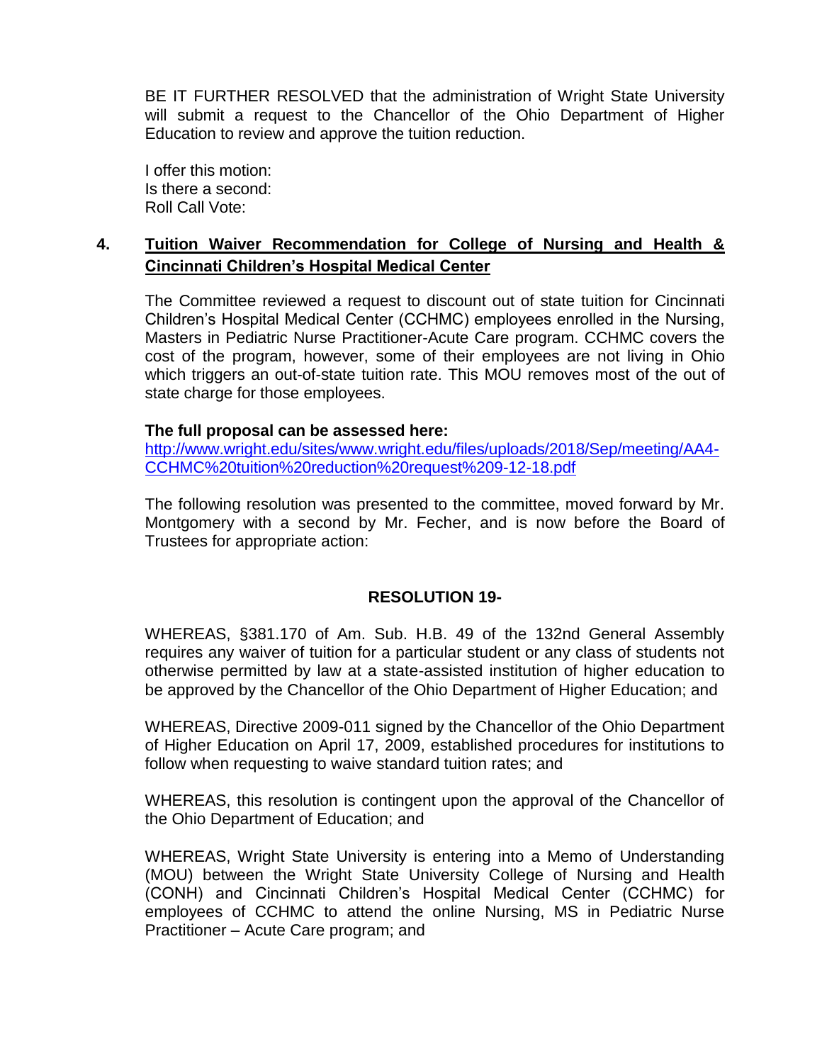BE IT FURTHER RESOLVED that the administration of Wright State University will submit a request to the Chancellor of the Ohio Department of Higher Education to review and approve the tuition reduction.

I offer this motion:
Is there a second:
Roll Call Vote:

## 4. Tuition Waiver Recommendation for College of Nursing and Health & Cincinnati Children's Hospital Medical Center

The Committee reviewed a request to discount out of state tuition for Cincinnati Children's Hospital Medical Center (CCHMC) employees enrolled in the Nursing, Masters in Pediatric Nurse Practitioner-Acute Care program. CCHMC covers the cost of the program, however, some of their employees are not living in Ohio which triggers an out-of-state tuition rate. This MOU removes most of the out of state charge for those employees.

**The full proposal can be assessed here:**
[http://www.wright.edu/sites/www.wright.edu/files/uploads/2018/Sep/meeting/AA4-CCHMC%20tuition%20reduction%20request%209-12-18.pdf](http://www.wright.edu/sites/www.wright.edu/files/uploads/2018/Sep/meeting/AA4-CCHMC%20tuition%20reduction%20request%209-12-18.pdf)

The following resolution was presented to the committee, moved forward by Mr. Montgomery with a second by Mr. Fecher, and is now before the Board of Trustees for appropriate action:

**RESOLUTION 19-**

WHEREAS, §381.170 of Am. Sub. H.B. 49 of the 132nd General Assembly requires any waiver of tuition for a particular student or any class of students not otherwise permitted by law at a state-assisted institution of higher education to be approved by the Chancellor of the Ohio Department of Higher Education; and

WHEREAS, Directive 2009-011 signed by the Chancellor of the Ohio Department of Higher Education on April 17, 2009, established procedures for institutions to follow when requesting to waive standard tuition rates; and

WHEREAS, this resolution is contingent upon the approval of the Chancellor of the Ohio Department of Education; and

WHEREAS, Wright State University is entering into a Memo of Understanding (MOU) between the Wright State University College of Nursing and Health (CONH) and Cincinnati Children's Hospital Medical Center (CCHMC) for employees of CCHMC to attend the online Nursing, MS in Pediatric Nurse Practitioner – Acute Care program; and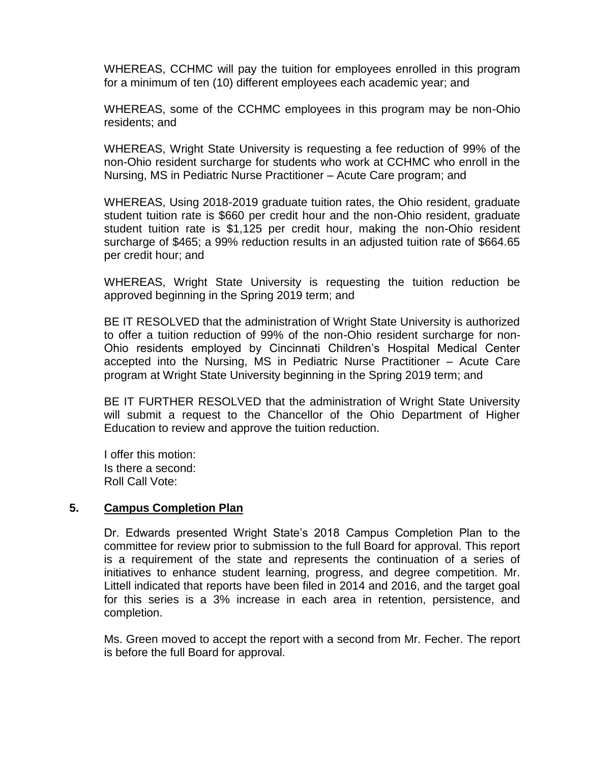WHEREAS, CCHMC will pay the tuition for employees enrolled in this program for a minimum of ten (10) different employees each academic year; and

WHEREAS, some of the CCHMC employees in this program may be non-Ohio residents; and

WHEREAS, Wright State University is requesting a fee reduction of 99% of the non-Ohio resident surcharge for students who work at CCHMC who enroll in the Nursing, MS in Pediatric Nurse Practitioner – Acute Care program; and

WHEREAS, Using 2018-2019 graduate tuition rates, the Ohio resident, graduate student tuition rate is $660 per credit hour and the non-Ohio resident, graduate student tuition rate is $1,125 per credit hour, making the non-Ohio resident surcharge of $465; a 99% reduction results in an adjusted tuition rate of $664.65 per credit hour; and

WHEREAS, Wright State University is requesting the tuition reduction be approved beginning in the Spring 2019 term; and

BE IT RESOLVED that the administration of Wright State University is authorized to offer a tuition reduction of 99% of the non-Ohio resident surcharge for non-Ohio residents employed by Cincinnati Children's Hospital Medical Center accepted into the Nursing, MS in Pediatric Nurse Practitioner – Acute Care program at Wright State University beginning in the Spring 2019 term; and

BE IT FURTHER RESOLVED that the administration of Wright State University will submit a request to the Chancellor of the Ohio Department of Higher Education to review and approve the tuition reduction.

I offer this motion:
Is there a second:
Roll Call Vote:

## 5. Campus Completion Plan

Dr. Edwards presented Wright State's 2018 Campus Completion Plan to the committee for review prior to submission to the full Board for approval. This report is a requirement of the state and represents the continuation of a series of initiatives to enhance student learning, progress, and degree competition. Mr. Littell indicated that reports have been filed in 2014 and 2016, and the target goal for this series is a 3% increase in each area in retention, persistence, and completion.

Ms. Green moved to accept the report with a second from Mr. Fecher. The report is before the full Board for approval.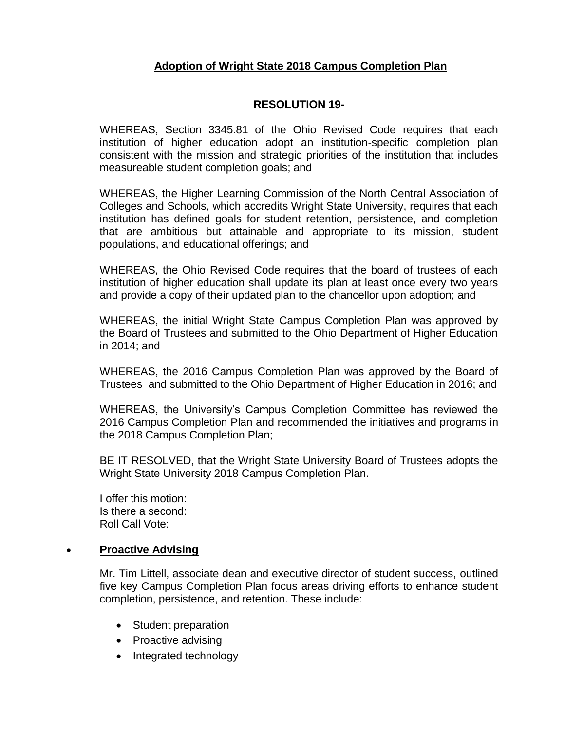**Adoption of Wright State 2018 Campus Completion Plan**

**RESOLUTION 19-**

WHEREAS, Section 3345.81 of the Ohio Revised Code requires that each institution of higher education adopt an institution-specific completion plan consistent with the mission and strategic priorities of the institution that includes measureable student completion goals; and

WHEREAS, the Higher Learning Commission of the North Central Association of Colleges and Schools, which accredits Wright State University, requires that each institution has defined goals for student retention, persistence, and completion that are ambitious but attainable and appropriate to its mission, student populations, and educational offerings; and

WHEREAS, the Ohio Revised Code requires that the board of trustees of each institution of higher education shall update its plan at least once every two years and provide a copy of their updated plan to the chancellor upon adoption; and

WHEREAS, the initial Wright State Campus Completion Plan was approved by the Board of Trustees and submitted to the Ohio Department of Higher Education in 2014; and

WHEREAS, the 2016 Campus Completion Plan was approved by the Board of Trustees and submitted to the Ohio Department of Higher Education in 2016; and

WHEREAS, the University's Campus Completion Committee has reviewed the 2016 Campus Completion Plan and recommended the initiatives and programs in the 2018 Campus Completion Plan;

BE IT RESOLVED, that the Wright State University Board of Trustees adopts the Wright State University 2018 Campus Completion Plan.

I offer this motion:
Is there a second:
Roll Call Vote:

- **Proactive Advising**

  Mr. Tim Littell, associate dean and executive director of student success, outlined five key Campus Completion Plan focus areas driving efforts to enhance student completion, persistence, and retention. These include:

  - Student preparation
  - Proactive advising
  - Integrated technology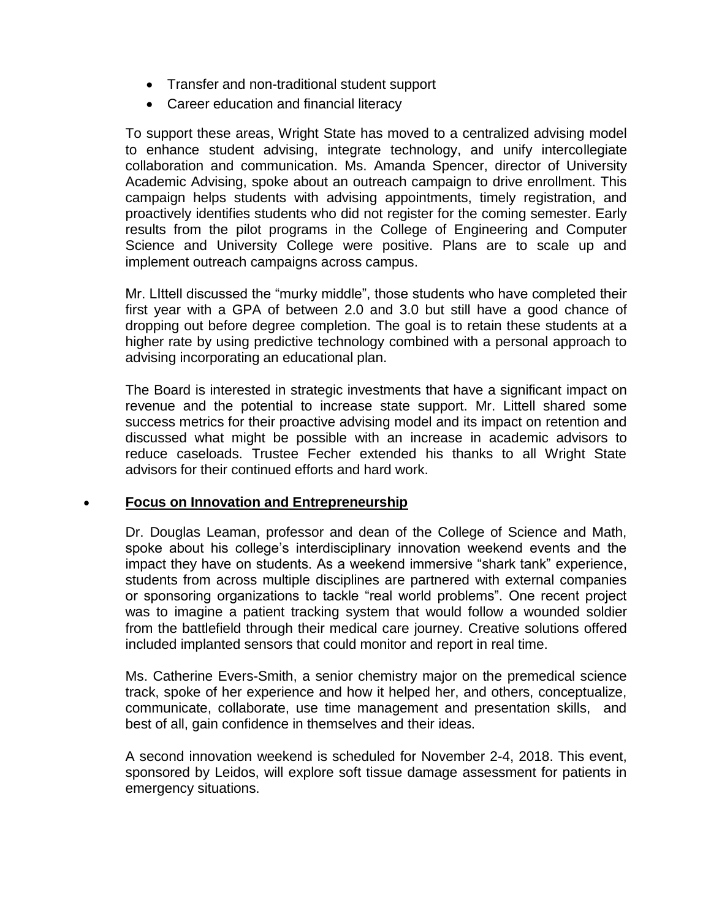- Transfer and non-traditional student support
- Career education and financial literacy

To support these areas, Wright State has moved to a centralized advising model to enhance student advising, integrate technology, and unify intercollegiate collaboration and communication. Ms. Amanda Spencer, director of University Academic Advising, spoke about an outreach campaign to drive enrollment. This campaign helps students with advising appointments, timely registration, and proactively identifies students who did not register for the coming semester. Early results from the pilot programs in the College of Engineering and Computer Science and University College were positive. Plans are to scale up and implement outreach campaigns across campus.

Mr. LIttell discussed the "murky middle", those students who have completed their first year with a GPA of between 2.0 and 3.0 but still have a good chance of dropping out before degree completion. The goal is to retain these students at a higher rate by using predictive technology combined with a personal approach to advising incorporating an educational plan.

The Board is interested in strategic investments that have a significant impact on revenue and the potential to increase state support. Mr. Littell shared some success metrics for their proactive advising model and its impact on retention and discussed what might be possible with an increase in academic advisors to reduce caseloads. Trustee Fecher extended his thanks to all Wright State advisors for their continued efforts and hard work.

- **<u>Focus on Innovation and Entrepreneurship</u>**

  Dr. Douglas Leaman, professor and dean of the College of Science and Math, spoke about his college's interdisciplinary innovation weekend events and the impact they have on students. As a weekend immersive "shark tank" experience, students from across multiple disciplines are partnered with external companies or sponsoring organizations to tackle "real world problems". One recent project was to imagine a patient tracking system that would follow a wounded soldier from the battlefield through their medical care journey. Creative solutions offered included implanted sensors that could monitor and report in real time.

  Ms. Catherine Evers-Smith, a senior chemistry major on the premedical science track, spoke of her experience and how it helped her, and others, conceptualize, communicate, collaborate, use time management and presentation skills, and best of all, gain confidence in themselves and their ideas.

  A second innovation weekend is scheduled for November 2-4, 2018. This event, sponsored by Leidos, will explore soft tissue damage assessment for patients in emergency situations.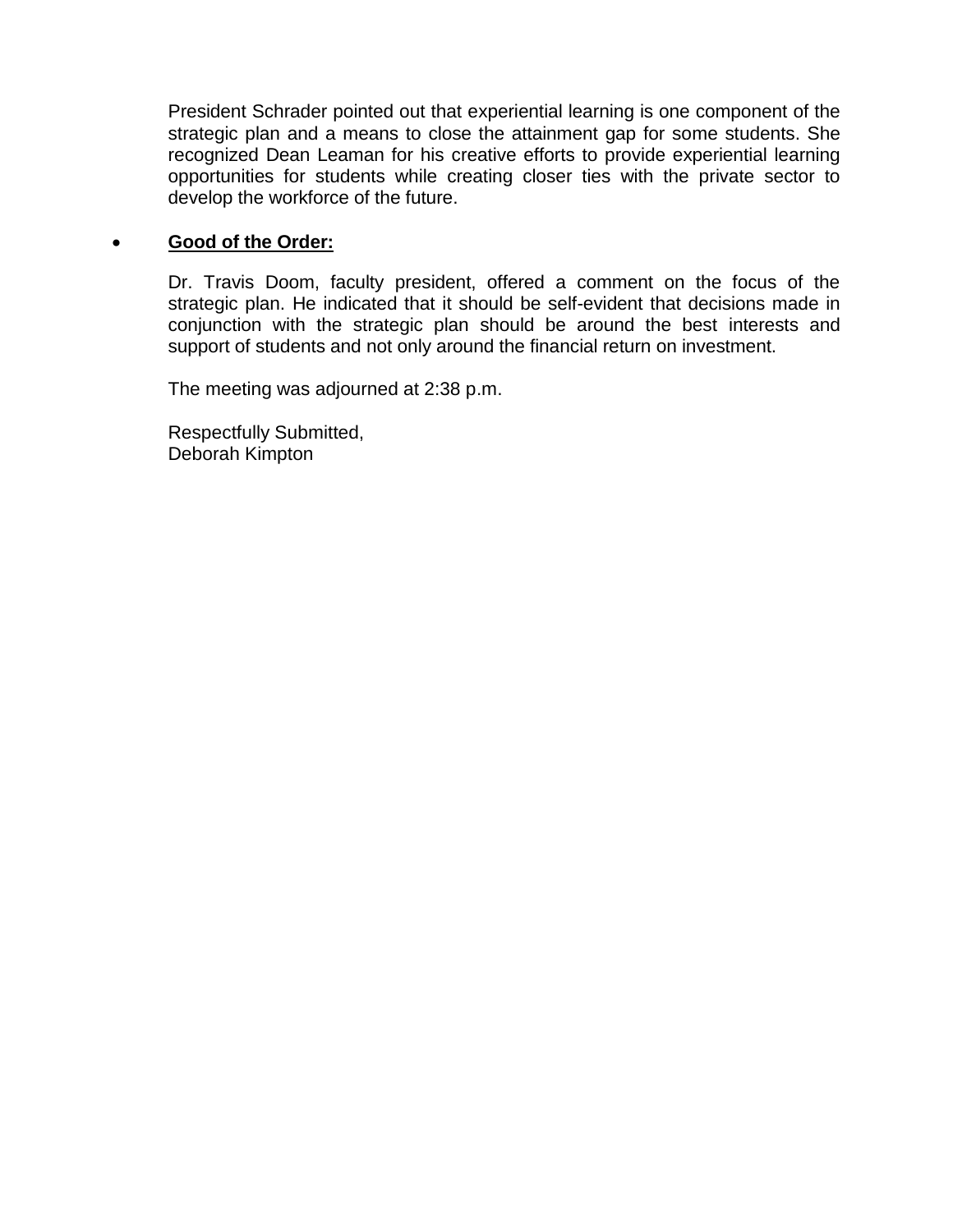President Schrader pointed out that experiential learning is one component of the strategic plan and a means to close the attainment gap for some students. She recognized Dean Leaman for his creative efforts to provide experiential learning opportunities for students while creating closer ties with the private sector to develop the workforce of the future.

- **<u>Good of the Order:</u>**

Dr. Travis Doom, faculty president, offered a comment on the focus of the strategic plan. He indicated that it should be self-evident that decisions made in conjunction with the strategic plan should be around the best interests and support of students and not only around the financial return on investment.

The meeting was adjourned at 2:38 p.m.

Respectfully Submitted,
Deborah Kimpton